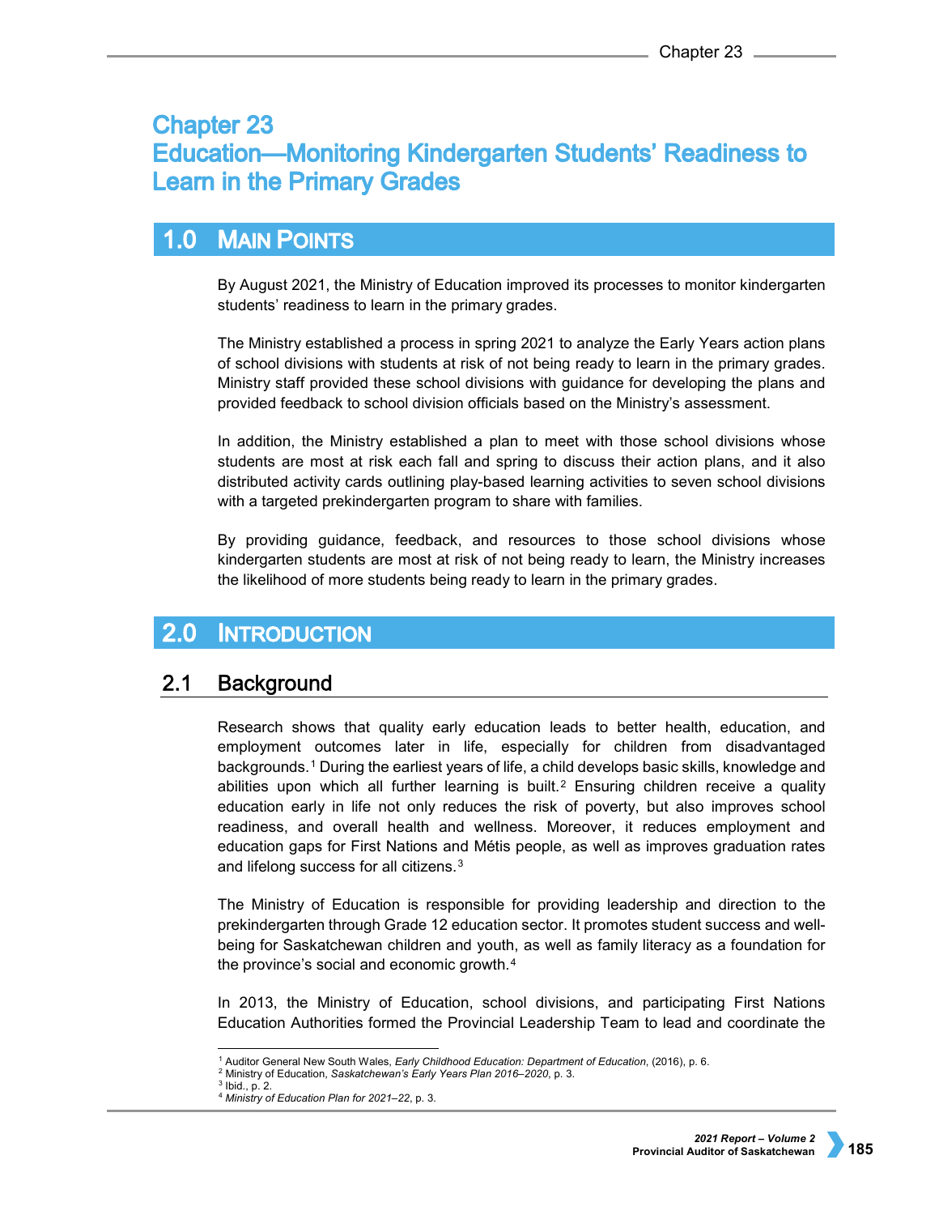# Chapter 23
# Education—Monitoring Kindergarten Students' Readiness to Learn in the Primary Grades

## 1.0 Main Points

By August 2021, the Ministry of Education improved its processes to monitor kindergarten students' readiness to learn in the primary grades.

The Ministry established a process in spring 2021 to analyze the Early Years action plans of school divisions with students at risk of not being ready to learn in the primary grades. Ministry staff provided these school divisions with guidance for developing the plans and provided feedback to school division officials based on the Ministry's assessment.

In addition, the Ministry established a plan to meet with those school divisions whose students are most at risk each fall and spring to discuss their action plans, and it also distributed activity cards outlining play-based learning activities to seven school divisions with a targeted prekindergarten program to share with families.

By providing guidance, feedback, and resources to those school divisions whose kindergarten students are most at risk of not being ready to learn, the Ministry increases the likelihood of more students being ready to learn in the primary grades.

## 2.0 Introduction

### 2.1 Background

Research shows that quality early education leads to better health, education, and employment outcomes later in life, especially for children from disadvantaged backgrounds.[1] During the earliest years of life, a child develops basic skills, knowledge and abilities upon which all further learning is built.[2] Ensuring children receive a quality education early in life not only reduces the risk of poverty, but also improves school readiness, and overall health and wellness. Moreover, it reduces employment and education gaps for First Nations and Métis people, as well as improves graduation rates and lifelong success for all citizens.[3]

The Ministry of Education is responsible for providing leadership and direction to the prekindergarten through Grade 12 education sector. It promotes student success and well-being for Saskatchewan children and youth, as well as family literacy as a foundation for the province's social and economic growth.[4]

In 2013, the Ministry of Education, school divisions, and participating First Nations Education Authorities formed the Provincial Leadership Team to lead and coordinate the

---

[1] Auditor General New South Wales, *Early Childhood Education: Department of Education*, (2016), p. 6.
[2] Ministry of Education, *Saskatchewan's Early Years Plan 2016–2020*, p. 3.
[3] Ibid., p. 2.
[4] *Ministry of Education Plan for 2021–22*, p. 3.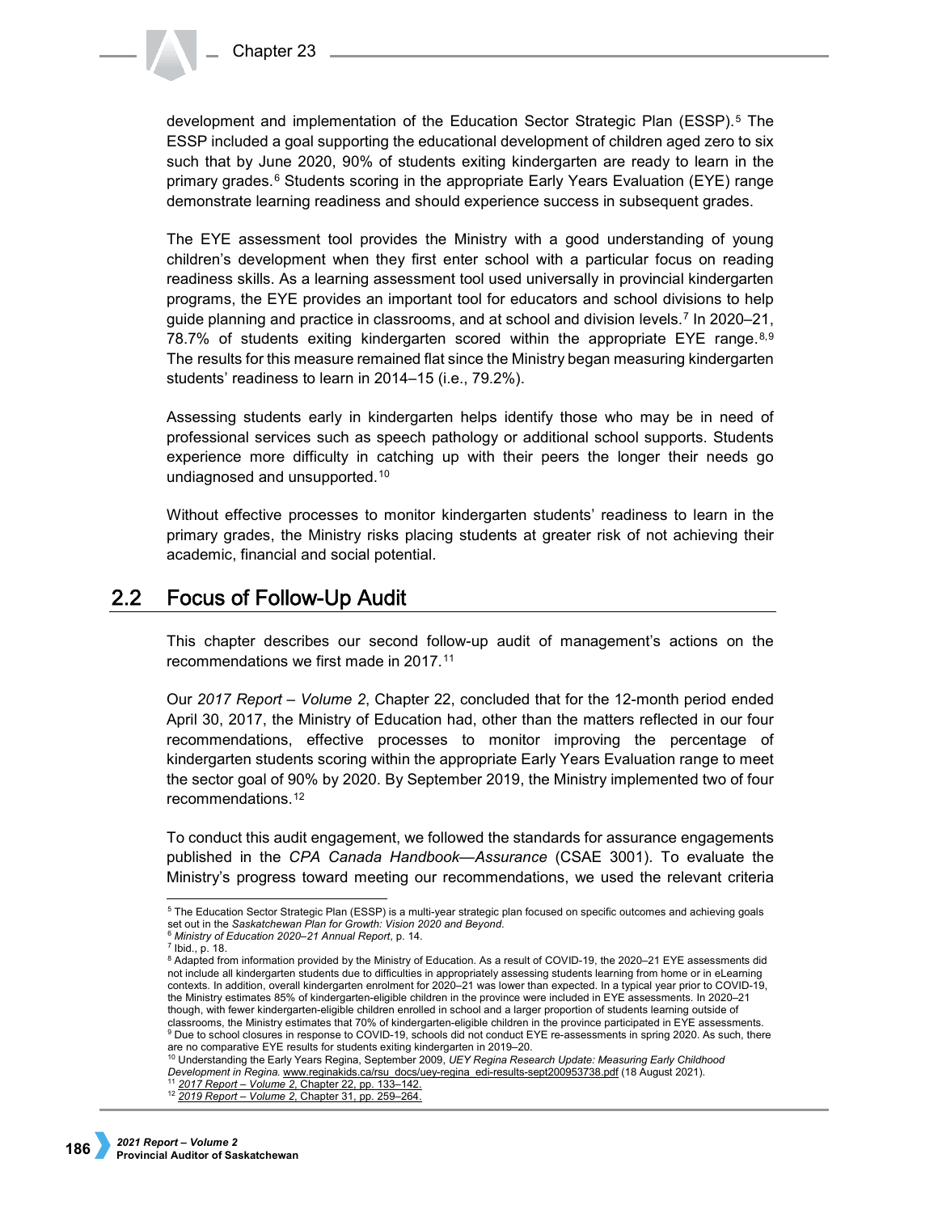development and implementation of the Education Sector Strategic Plan (ESSP).[5] The ESSP included a goal supporting the educational development of children aged zero to six such that by June 2020, 90% of students exiting kindergarten are ready to learn in the primary grades.[6] Students scoring in the appropriate Early Years Evaluation (EYE) range demonstrate learning readiness and should experience success in subsequent grades.

The EYE assessment tool provides the Ministry with a good understanding of young children's development when they first enter school with a particular focus on reading readiness skills. As a learning assessment tool used universally in provincial kindergarten programs, the EYE provides an important tool for educators and school divisions to help guide planning and practice in classrooms, and at school and division levels.[7] In 2020–21, 78.7% of students exiting kindergarten scored within the appropriate EYE range.[8,9] The results for this measure remained flat since the Ministry began measuring kindergarten students' readiness to learn in 2014–15 (i.e., 79.2%).

Assessing students early in kindergarten helps identify those who may be in need of professional services such as speech pathology or additional school supports. Students experience more difficulty in catching up with their peers the longer their needs go undiagnosed and unsupported.[10]

Without effective processes to monitor kindergarten students' readiness to learn in the primary grades, the Ministry risks placing students at greater risk of not achieving their academic, financial and social potential.

## 2.2 Focus of Follow-Up Audit

This chapter describes our second follow-up audit of management's actions on the recommendations we first made in 2017.[11]

Our *2017 Report – Volume 2*, Chapter 22, concluded that for the 12-month period ended April 30, 2017, the Ministry of Education had, other than the matters reflected in our four recommendations, effective processes to monitor improving the percentage of kindergarten students scoring within the appropriate Early Years Evaluation range to meet the sector goal of 90% by 2020. By September 2019, the Ministry implemented two of four recommendations.[12]

To conduct this audit engagement, we followed the standards for assurance engagements published in the *CPA Canada Handbook—Assurance* (CSAE 3001). To evaluate the Ministry's progress toward meeting our recommendations, we used the relevant criteria

---

[5] The Education Sector Strategic Plan (ESSP) is a multi-year strategic plan focused on specific outcomes and achieving goals set out in the *Saskatchewan Plan for Growth: Vision 2020 and Beyond*.

[6] *Ministry of Education 2020–21 Annual Report*, p. 14.

[7] Ibid., p. 18.

[8] Adapted from information provided by the Ministry of Education. As a result of COVID-19, the 2020–21 EYE assessments did not include all kindergarten students due to difficulties in appropriately assessing students learning from home or in eLearning contexts. In addition, overall kindergarten enrolment for 2020–21 was lower than expected. In a typical year prior to COVID-19, the Ministry estimates 85% of kindergarten-eligible children in the province were included in EYE assessments. In 2020–21 though, with fewer kindergarten-eligible children enrolled in school and a larger proportion of students learning outside of classrooms, the Ministry estimates that 70% of kindergarten-eligible children in the province participated in EYE assessments.

[9] Due to school closures in response to COVID-19, schools did not conduct EYE re-assessments in spring 2020. As such, there are no comparative EYE results for students exiting kindergarten in 2019–20.

[10] Understanding the Early Years Regina, September 2009, *UEY Regina Research Update: Measuring Early Childhood Development in Regina*. www.reginakids.ca/rsu_docs/uey-regina_edi-results-sept200953738.pdf (18 August 2021).

[11] *2017 Report – Volume 2*, Chapter 22, pp. 133–142.

[12] *2019 Report – Volume 2*, Chapter 31, pp. 259–264.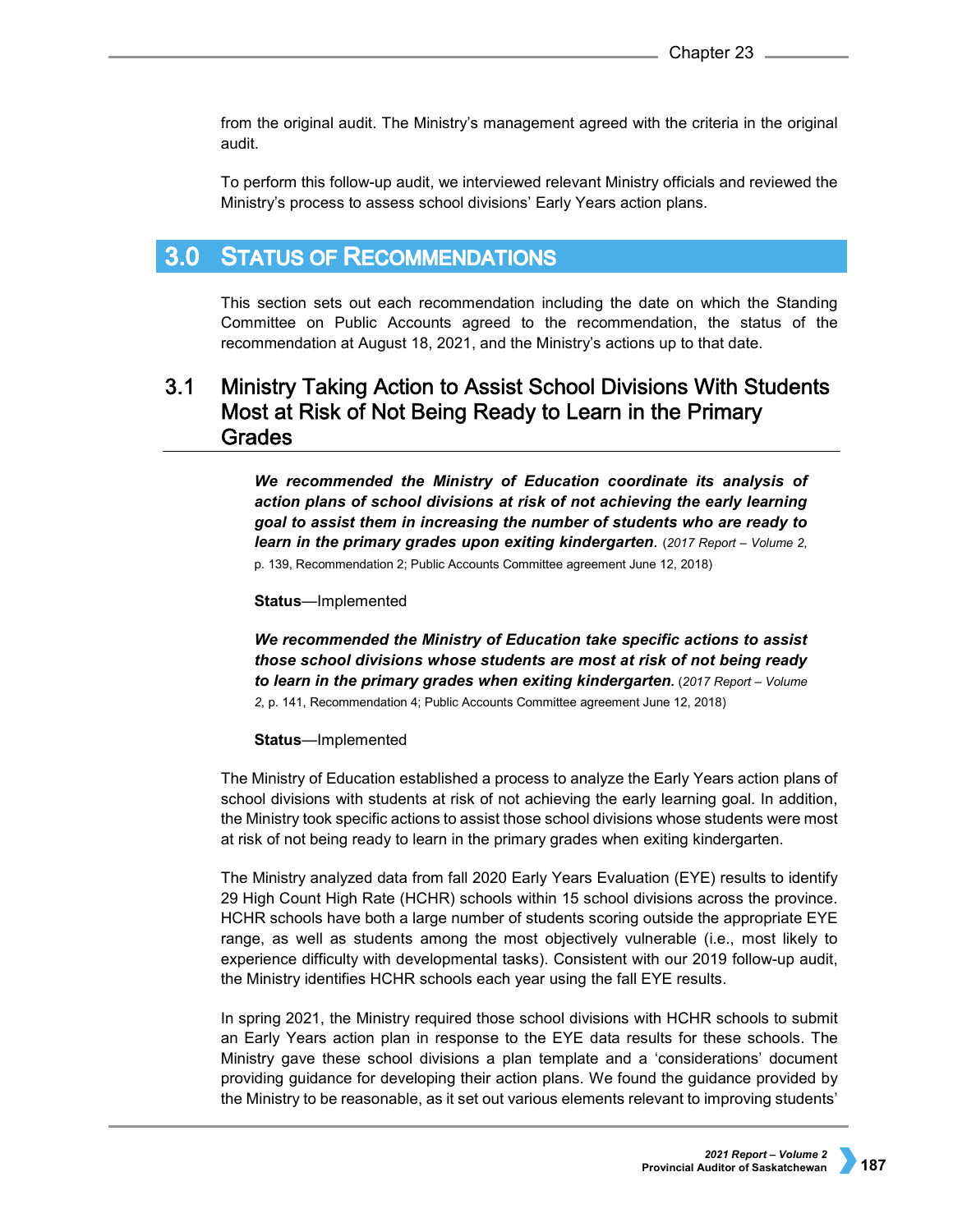from the original audit. The Ministry's management agreed with the criteria in the original audit.

To perform this follow-up audit, we interviewed relevant Ministry officials and reviewed the Ministry's process to assess school divisions' Early Years action plans.

# 3.0 Status of Recommendations

This section sets out each recommendation including the date on which the Standing Committee on Public Accounts agreed to the recommendation, the status of the recommendation at August 18, 2021, and the Ministry's actions up to that date.

## 3.1 Ministry Taking Action to Assist School Divisions With Students Most at Risk of Not Being Ready to Learn in the Primary Grades

***We recommended the Ministry of Education coordinate its analysis of action plans of school divisions at risk of not achieving the early learning goal to assist them in increasing the number of students who are ready to learn in the primary grades upon exiting kindergarten.*** (*2017 Report – Volume 2*, p. 139, Recommendation 2; Public Accounts Committee agreement June 12, 2018)

**Status**—Implemented

***We recommended the Ministry of Education take specific actions to assist those school divisions whose students are most at risk of not being ready to learn in the primary grades when exiting kindergarten.*** (*2017 Report – Volume 2*, p. 141, Recommendation 4; Public Accounts Committee agreement June 12, 2018)

**Status**—Implemented

The Ministry of Education established a process to analyze the Early Years action plans of school divisions with students at risk of not achieving the early learning goal. In addition, the Ministry took specific actions to assist those school divisions whose students were most at risk of not being ready to learn in the primary grades when exiting kindergarten.

The Ministry analyzed data from fall 2020 Early Years Evaluation (EYE) results to identify 29 High Count High Rate (HCHR) schools within 15 school divisions across the province. HCHR schools have both a large number of students scoring outside the appropriate EYE range, as well as students among the most objectively vulnerable (i.e., most likely to experience difficulty with developmental tasks). Consistent with our 2019 follow-up audit, the Ministry identifies HCHR schools each year using the fall EYE results.

In spring 2021, the Ministry required those school divisions with HCHR schools to submit an Early Years action plan in response to the EYE data results for these schools. The Ministry gave these school divisions a plan template and a 'considerations' document providing guidance for developing their action plans. We found the guidance provided by the Ministry to be reasonable, as it set out various elements relevant to improving students'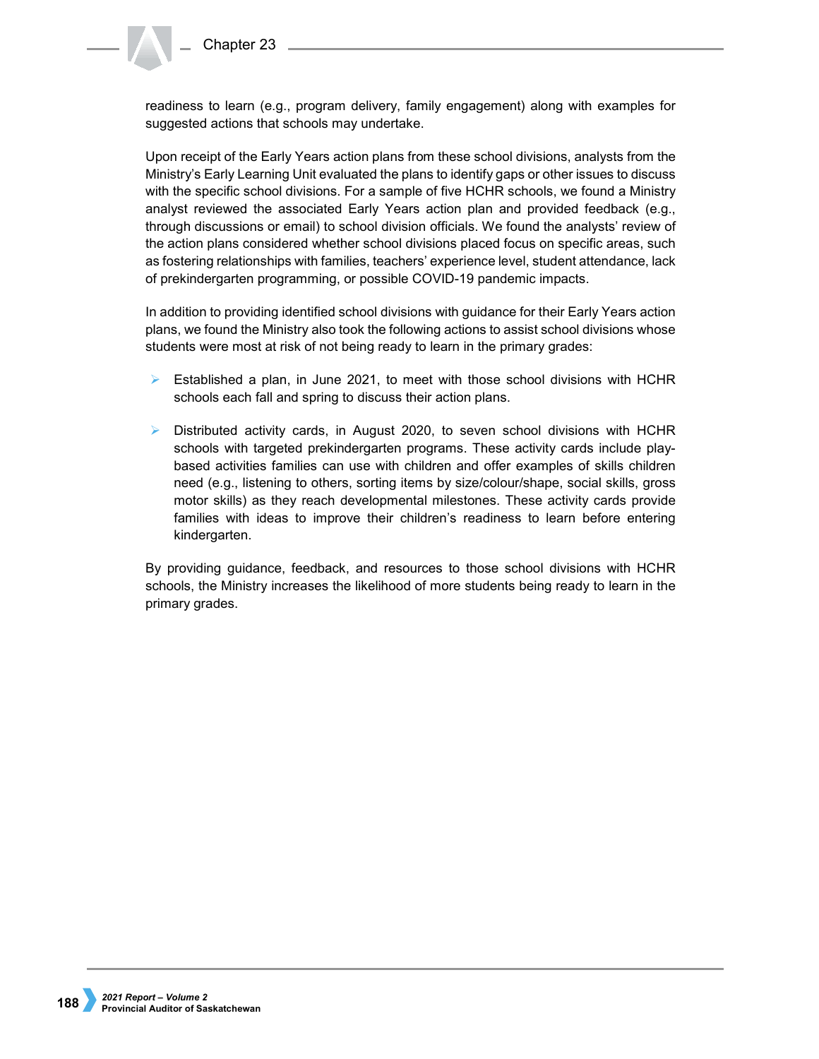readiness to learn (e.g., program delivery, family engagement) along with examples for suggested actions that schools may undertake.

Upon receipt of the Early Years action plans from these school divisions, analysts from the Ministry's Early Learning Unit evaluated the plans to identify gaps or other issues to discuss with the specific school divisions. For a sample of five HCHR schools, we found a Ministry analyst reviewed the associated Early Years action plan and provided feedback (e.g., through discussions or email) to school division officials. We found the analysts' review of the action plans considered whether school divisions placed focus on specific areas, such as fostering relationships with families, teachers' experience level, student attendance, lack of prekindergarten programming, or possible COVID-19 pandemic impacts.

In addition to providing identified school divisions with guidance for their Early Years action plans, we found the Ministry also took the following actions to assist school divisions whose students were most at risk of not being ready to learn in the primary grades:

- Established a plan, in June 2021, to meet with those school divisions with HCHR schools each fall and spring to discuss their action plans.
- Distributed activity cards, in August 2020, to seven school divisions with HCHR schools with targeted prekindergarten programs. These activity cards include play-based activities families can use with children and offer examples of skills children need (e.g., listening to others, sorting items by size/colour/shape, social skills, gross motor skills) as they reach developmental milestones. These activity cards provide families with ideas to improve their children's readiness to learn before entering kindergarten.

By providing guidance, feedback, and resources to those school divisions with HCHR schools, the Ministry increases the likelihood of more students being ready to learn in the primary grades.